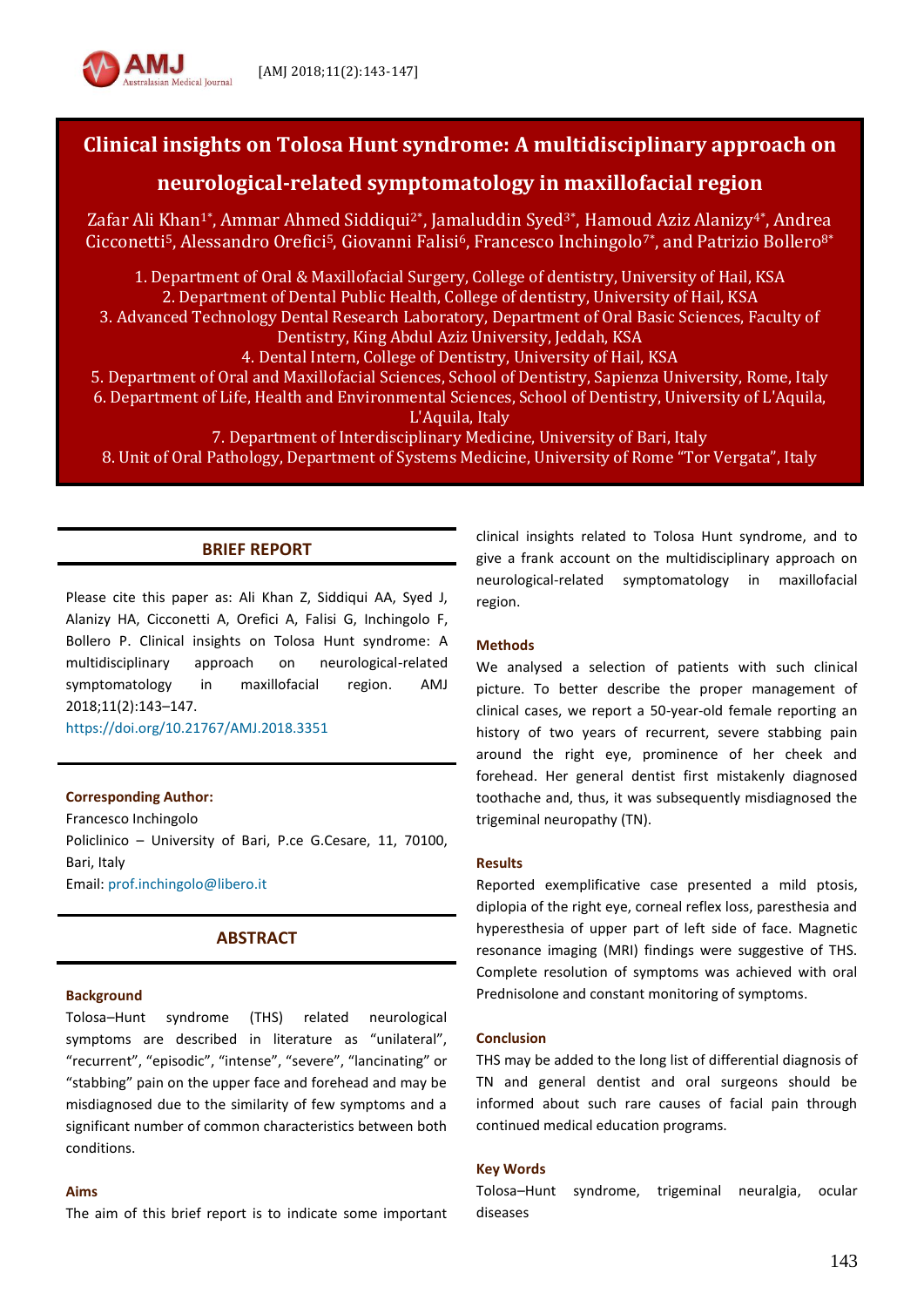# Clinical insights on Tolosa Hunt syndrome: A multidisciplinary approach on neurological-related symptomatology in maxillofacial region

Zafar Ali Khan[1*], Ammar Ahmed Siddiqui[2*], Jamaluddin Syed[3*], Hamoud Aziz Alanizy[4*], Andrea Cicconetti[5], Alessandro Orefici[5], Giovanni Falisi[6], Francesco Inchingolo[7*], and Patrizio Bollero[8*]

1. Department of Oral & Maxillofacial Surgery, College of dentistry, University of Hail, KSA
2. Department of Dental Public Health, College of dentistry, University of Hail, KSA
3. Advanced Technology Dental Research Laboratory, Department of Oral Basic Sciences, Faculty of Dentistry, King Abdul Aziz University, Jeddah, KSA
4. Dental Intern, College of Dentistry, University of Hail, KSA
5. Department of Oral and Maxillofacial Sciences, School of Dentistry, Sapienza University, Rome, Italy
6. Department of Life, Health and Environmental Sciences, School of Dentistry, University of L'Aquila, L'Aquila, Italy
7. Department of Interdisciplinary Medicine, University of Bari, Italy
8. Unit of Oral Pathology, Department of Systems Medicine, University of Rome "Tor Vergata", Italy

## BRIEF REPORT

Please cite this paper as: Ali Khan Z, Siddiqui AA, Syed J, Alanizy HA, Cicconetti A, Orefici A, Falisi G, Inchingolo F, Bollero P. Clinical insights on Tolosa Hunt syndrome: A multidisciplinary approach on neurological-related symptomatology in maxillofacial region. AMJ 2018;11(2):143–147.
https://doi.org/10.21767/AMJ.2018.3351

**Corresponding Author:**
Francesco Inchingolo
Policlinico – University of Bari, P.ce G.Cesare, 11, 70100, Bari, Italy
Email: prof.inchingolo@libero.it

## ABSTRACT

### Background

Tolosa–Hunt syndrome (THS) related neurological symptoms are described in literature as "unilateral", "recurrent", "episodic", "intense", "severe", "lancinating" or "stabbing" pain on the upper face and forehead and may be misdiagnosed due to the similarity of few symptoms and a significant number of common characteristics between both conditions.

### Aims

The aim of this brief report is to indicate some important clinical insights related to Tolosa Hunt syndrome, and to give a frank account on the multidisciplinary approach on neurological-related symptomatology in maxillofacial region.

### Methods

We analysed a selection of patients with such clinical picture. To better describe the proper management of clinical cases, we report a 50-year-old female reporting an history of two years of recurrent, severe stabbing pain around the right eye, prominence of her cheek and forehead. Her general dentist first mistakenly diagnosed toothache and, thus, it was subsequently misdiagnosed the trigeminal neuropathy (TN).

### Results

Reported exemplificative case presented a mild ptosis, diplopia of the right eye, corneal reflex loss, paresthesia and hyperesthesia of upper part of left side of face. Magnetic resonance imaging (MRI) findings were suggestive of THS. Complete resolution of symptoms was achieved with oral Prednisolone and constant monitoring of symptoms.

### Conclusion

THS may be added to the long list of differential diagnosis of TN and general dentist and oral surgeons should be informed about such rare causes of facial pain through continued medical education programs.

### Key Words

Tolosa–Hunt syndrome, trigeminal neuralgia, ocular diseases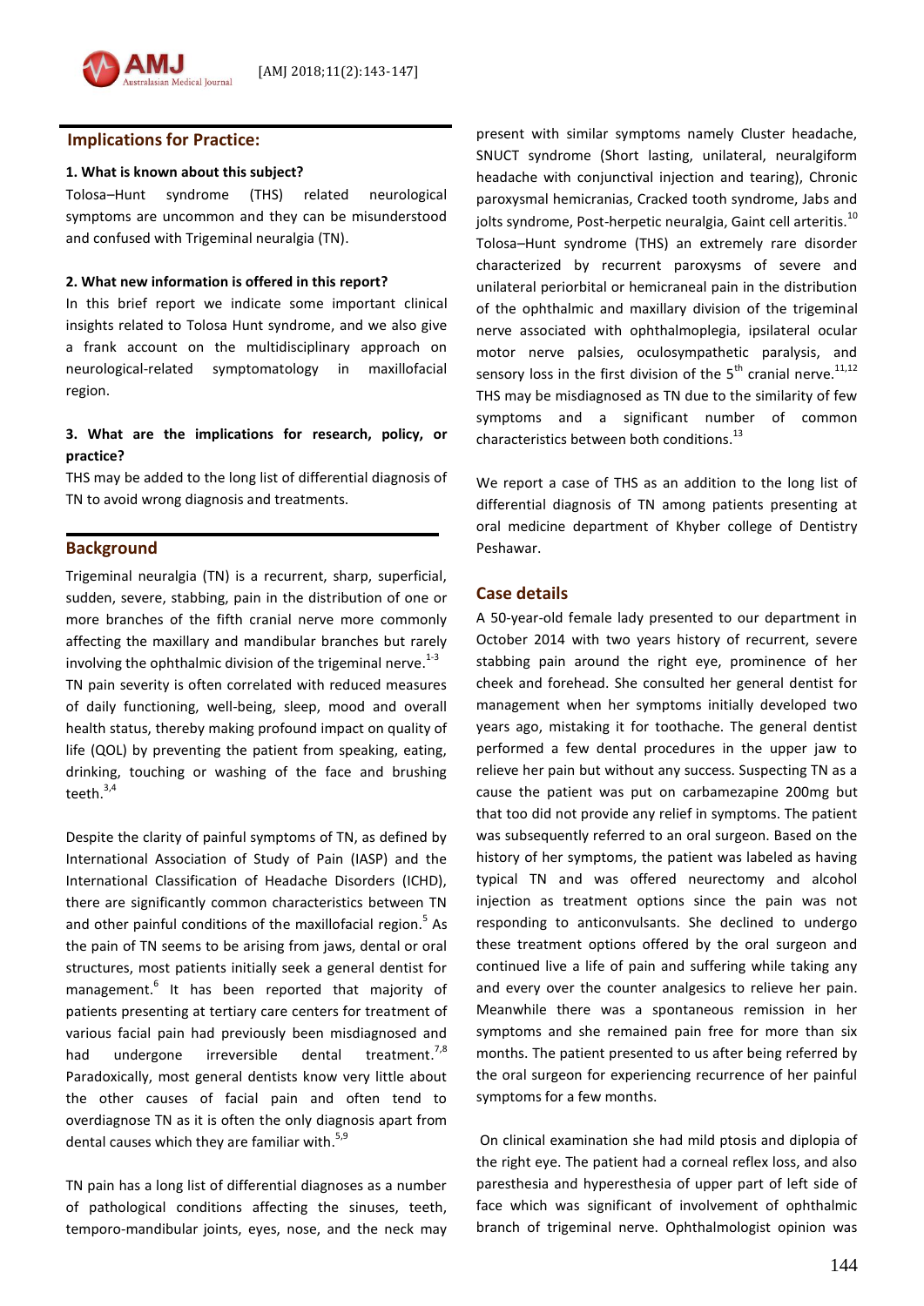## Implications for Practice:

**1. What is known about this subject?**

Tolosa–Hunt syndrome (THS) related neurological symptoms are uncommon and they can be misunderstood and confused with Trigeminal neuralgia (TN).

**2. What new information is offered in this report?**

In this brief report we indicate some important clinical insights related to Tolosa Hunt syndrome, and we also give a frank account on the multidisciplinary approach on neurological-related symptomatology in maxillofacial region.

**3. What are the implications for research, policy, or practice?**

THS may be added to the long list of differential diagnosis of TN to avoid wrong diagnosis and treatments.

## Background

Trigeminal neuralgia (TN) is a recurrent, sharp, superficial, sudden, severe, stabbing, pain in the distribution of one or more branches of the fifth cranial nerve more commonly affecting the maxillary and mandibular branches but rarely involving the ophthalmic division of the trigeminal nerve.[1-3] TN pain severity is often correlated with reduced measures of daily functioning, well-being, sleep, mood and overall health status, thereby making profound impact on quality of life (QOL) by preventing the patient from speaking, eating, drinking, touching or washing of the face and brushing teeth.[3,4]

Despite the clarity of painful symptoms of TN, as defined by International Association of Study of Pain (IASP) and the International Classification of Headache Disorders (ICHD), there are significantly common characteristics between TN and other painful conditions of the maxillofacial region.[5] As the pain of TN seems to be arising from jaws, dental or oral structures, most patients initially seek a general dentist for management.[6] It has been reported that majority of patients presenting at tertiary care centers for treatment of various facial pain had previously been misdiagnosed and had undergone irreversible dental treatment.[7,8] Paradoxically, most general dentists know very little about the other causes of facial pain and often tend to overdiagnose TN as it is often the only diagnosis apart from dental causes which they are familiar with.[5,9]

TN pain has a long list of differential diagnoses as a number of pathological conditions affecting the sinuses, teeth, temporo-mandibular joints, eyes, nose, and the neck may present with similar symptoms namely Cluster headache, SNUCT syndrome (Short lasting, unilateral, neuralgiform headache with conjunctival injection and tearing), Chronic paroxysmal hemicranias, Cracked tooth syndrome, Jabs and jolts syndrome, Post-herpetic neuralgia, Gaint cell arteritis.[10] Tolosa–Hunt syndrome (THS) an extremely rare disorder characterized by recurrent paroxysms of severe and unilateral periorbital or hemicraneal pain in the distribution of the ophthalmic and maxillary division of the trigeminal nerve associated with ophthalmoplegia, ipsilateral ocular motor nerve palsies, oculosympathetic paralysis, and sensory loss in the first division of the 5th cranial nerve.[11,12] THS may be misdiagnosed as TN due to the similarity of few symptoms and a significant number of common characteristics between both conditions.[13]

We report a case of THS as an addition to the long list of differential diagnosis of TN among patients presenting at oral medicine department of Khyber college of Dentistry Peshawar.

## Case details

A 50-year-old female lady presented to our department in October 2014 with two years history of recurrent, severe stabbing pain around the right eye, prominence of her cheek and forehead. She consulted her general dentist for management when her symptoms initially developed two years ago, mistaking it for toothache. The general dentist performed a few dental procedures in the upper jaw to relieve her pain but without any success. Suspecting TN as a cause the patient was put on carbamezapine 200mg but that too did not provide any relief in symptoms. The patient was subsequently referred to an oral surgeon. Based on the history of her symptoms, the patient was labeled as having typical TN and was offered neurectomy and alcohol injection as treatment options since the pain was not responding to anticonvulsants. She declined to undergo these treatment options offered by the oral surgeon and continued live a life of pain and suffering while taking any and every over the counter analgesics to relieve her pain. Meanwhile there was a spontaneous remission in her symptoms and she remained pain free for more than six months. The patient presented to us after being referred by the oral surgeon for experiencing recurrence of her painful symptoms for a few months.

On clinical examination she had mild ptosis and diplopia of the right eye. The patient had a corneal reflex loss, and also paresthesia and hyperesthesia of upper part of left side of face which was significant of involvement of ophthalmic branch of trigeminal nerve. Ophthalmologist opinion was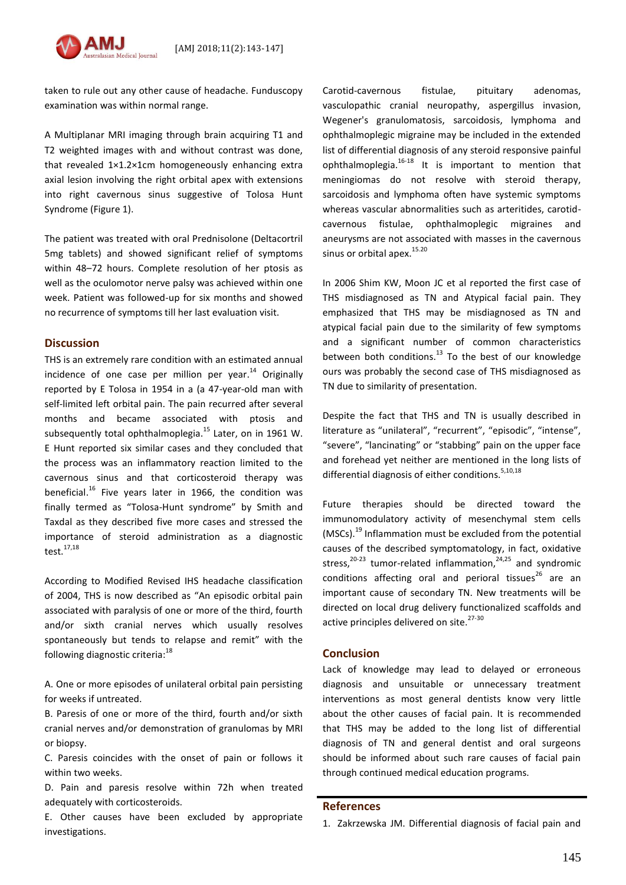taken to rule out any other cause of headache. Funduscopy examination was within normal range.

A Multiplanar MRI imaging through brain acquiring T1 and T2 weighted images with and without contrast was done, that revealed 1×1.2×1cm homogeneously enhancing extra axial lesion involving the right orbital apex with extensions into right cavernous sinus suggestive of Tolosa Hunt Syndrome (Figure 1).

The patient was treated with oral Prednisolone (Deltacortril 5mg tablets) and showed significant relief of symptoms within 48–72 hours. Complete resolution of her ptosis as well as the oculomotor nerve palsy was achieved within one week. Patient was followed-up for six months and showed no recurrence of symptoms till her last evaluation visit.

## Discussion

THS is an extremely rare condition with an estimated annual incidence of one case per million per year.[14] Originally reported by E Tolosa in 1954 in a (a 47-year-old man with self-limited left orbital pain. The pain recurred after several months and became associated with ptosis and subsequently total ophthalmoplegia.[15] Later, on in 1961 W. E Hunt reported six similar cases and they concluded that the process was an inflammatory reaction limited to the cavernous sinus and that corticosteroid therapy was beneficial.[16] Five years later in 1966, the condition was finally termed as "Tolosa-Hunt syndrome" by Smith and Taxdal as they described five more cases and stressed the importance of steroid administration as a diagnostic test.[17,18]

According to Modified Revised IHS headache classification of 2004, THS is now described as "An episodic orbital pain associated with paralysis of one or more of the third, fourth and/or sixth cranial nerves which usually resolves spontaneously but tends to relapse and remit" with the following diagnostic criteria:[18]

A. One or more episodes of unilateral orbital pain persisting for weeks if untreated.
B. Paresis of one or more of the third, fourth and/or sixth cranial nerves and/or demonstration of granulomas by MRI or biopsy.
C. Paresis coincides with the onset of pain or follows it within two weeks.
D. Pain and paresis resolve within 72h when treated adequately with corticosteroids.
E. Other causes have been excluded by appropriate investigations.

Carotid-cavernous fistulae, pituitary adenomas, vasculopathic cranial neuropathy, aspergillus invasion, Wegener's granulomatosis, sarcoidosis, lymphoma and ophthalmoplegic migraine may be included in the extended list of differential diagnosis of any steroid responsive painful ophthalmoplegia.[16-18] It is important to mention that meningiomas do not resolve with steroid therapy, sarcoidosis and lymphoma often have systemic symptoms whereas vascular abnormalities such as arteritides, carotid-cavernous fistulae, ophthalmoplegic migraines and aneurysms are not associated with masses in the cavernous sinus or orbital apex.[15.20]

In 2006 Shim KW, Moon JC et al reported the first case of THS misdiagnosed as TN and Atypical facial pain. They emphasized that THS may be misdiagnosed as TN and atypical facial pain due to the similarity of few symptoms and a significant number of common characteristics between both conditions.[13] To the best of our knowledge ours was probably the second case of THS misdiagnosed as TN due to similarity of presentation.

Despite the fact that THS and TN is usually described in literature as "unilateral", "recurrent", "episodic", "intense", "severe", "lancinating" or "stabbing" pain on the upper face and forehead yet neither are mentioned in the long lists of differential diagnosis of either conditions.[5,10,18]

Future therapies should be directed toward the immunomodulatory activity of mesenchymal stem cells (MSCs).[19] Inflammation must be excluded from the potential causes of the described symptomatology, in fact, oxidative stress,[20-23] tumor-related inflammation,[24,25] and syndromic conditions affecting oral and perioral tissues[26] are an important cause of secondary TN. New treatments will be directed on local drug delivery functionalized scaffolds and active principles delivered on site.[27-30]

## Conclusion

Lack of knowledge may lead to delayed or erroneous diagnosis and unsuitable or unnecessary treatment interventions as most general dentists know very little about the other causes of facial pain. It is recommended that THS may be added to the long list of differential diagnosis of TN and general dentist and oral surgeons should be informed about such rare causes of facial pain through continued medical education programs.

## References

1. Zakrzewska JM. Differential diagnosis of facial pain and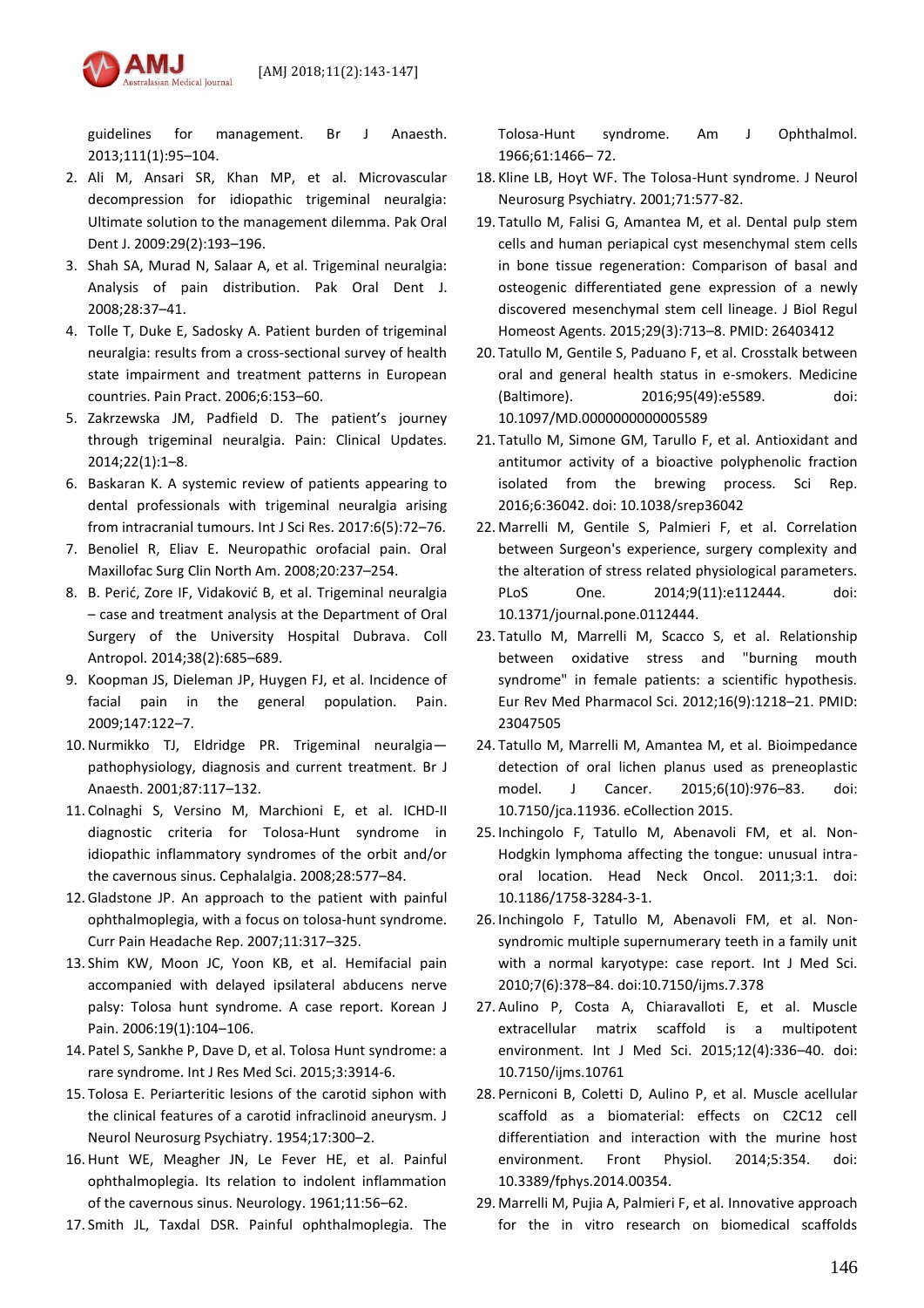guidelines for management. Br J Anaesth. 2013;111(1):95–104.

2. Ali M, Ansari SR, Khan MP, et al. Microvascular decompression for idiopathic trigeminal neuralgia: Ultimate solution to the management dilemma. Pak Oral Dent J. 2009:29(2):193–196.
3. Shah SA, Murad N, Salaar A, et al. Trigeminal neuralgia: Analysis of pain distribution. Pak Oral Dent J. 2008;28:37–41.
4. Tolle T, Duke E, Sadosky A. Patient burden of trigeminal neuralgia: results from a cross-sectional survey of health state impairment and treatment patterns in European countries. Pain Pract. 2006;6:153–60.
5. Zakrzewska JM, Padfield D. The patient's journey through trigeminal neuralgia. Pain: Clinical Updates. 2014;22(1):1–8.
6. Baskaran K. A systemic review of patients appearing to dental professionals with trigeminal neuralgia arising from intracranial tumours. Int J Sci Res. 2017:6(5):72–76.
7. Benoliel R, Eliav E. Neuropathic orofacial pain. Oral Maxillofac Surg Clin North Am. 2008;20:237–254.
8. B. Perić, Zore IF, Vidaković B, et al. Trigeminal neuralgia – case and treatment analysis at the Department of Oral Surgery of the University Hospital Dubrava. Coll Antropol. 2014;38(2):685–689.
9. Koopman JS, Dieleman JP, Huygen FJ, et al. Incidence of facial pain in the general population. Pain. 2009;147:122–7.
10. Nurmikko TJ, Eldridge PR. Trigeminal neuralgia—pathophysiology, diagnosis and current treatment. Br J Anaesth. 2001;87:117–132.
11. Colnaghi S, Versino M, Marchioni E, et al. ICHD-II diagnostic criteria for Tolosa-Hunt syndrome in idiopathic inflammatory syndromes of the orbit and/or the cavernous sinus. Cephalalgia. 2008;28:577–84.
12. Gladstone JP. An approach to the patient with painful ophthalmoplegia, with a focus on tolosa-hunt syndrome. Curr Pain Headache Rep. 2007;11:317–325.
13. Shim KW, Moon JC, Yoon KB, et al. Hemifacial pain accompanied with delayed ipsilateral abducens nerve palsy: Tolosa hunt syndrome. A case report. Korean J Pain. 2006:19(1):104–106.
14. Patel S, Sankhe P, Dave D, et al. Tolosa Hunt syndrome: a rare syndrome. Int J Res Med Sci. 2015;3:3914-6.
15. Tolosa E. Periarteritic lesions of the carotid siphon with the clinical features of a carotid infraclinoid aneurysm. J Neurol Neurosurg Psychiatry. 1954;17:300–2.
16. Hunt WE, Meagher JN, Le Fever HE, et al. Painful ophthalmoplegia. Its relation to indolent inflammation of the cavernous sinus. Neurology. 1961;11:56–62.
17. Smith JL, Taxdal DSR. Painful ophthalmoplegia. The Tolosa-Hunt syndrome. Am J Ophthalmol. 1966;61:1466– 72.
18. Kline LB, Hoyt WF. The Tolosa-Hunt syndrome. J Neurol Neurosurg Psychiatry. 2001;71:577-82.
19. Tatullo M, Falisi G, Amantea M, et al. Dental pulp stem cells and human periapical cyst mesenchymal stem cells in bone tissue regeneration: Comparison of basal and osteogenic differentiated gene expression of a newly discovered mesenchymal stem cell lineage. J Biol Regul Homeost Agents. 2015;29(3):713–8. PMID: 26403412
20. Tatullo M, Gentile S, Paduano F, et al. Crosstalk between oral and general health status in e-smokers. Medicine (Baltimore). 2016;95(49):e5589. doi: 10.1097/MD.0000000000005589
21. Tatullo M, Simone GM, Tarullo F, et al. Antioxidant and antitumor activity of a bioactive polyphenolic fraction isolated from the brewing process. Sci Rep. 2016;6:36042. doi: 10.1038/srep36042
22. Marrelli M, Gentile S, Palmieri F, et al. Correlation between Surgeon's experience, surgery complexity and the alteration of stress related physiological parameters. PLoS One. 2014;9(11):e112444. doi: 10.1371/journal.pone.0112444.
23. Tatullo M, Marrelli M, Scacco S, et al. Relationship between oxidative stress and "burning mouth syndrome" in female patients: a scientific hypothesis. Eur Rev Med Pharmacol Sci. 2012;16(9):1218–21. PMID: 23047505
24. Tatullo M, Marrelli M, Amantea M, et al. Bioimpedance detection of oral lichen planus used as preneoplastic model. J Cancer. 2015;6(10):976–83. doi: 10.7150/jca.11936. eCollection 2015.
25. Inchingolo F, Tatullo M, Abenavoli FM, et al. Non-Hodgkin lymphoma affecting the tongue: unusual intra-oral location. Head Neck Oncol. 2011;3:1. doi: 10.1186/1758-3284-3-1.
26. Inchingolo F, Tatullo M, Abenavoli FM, et al. Non-syndromic multiple supernumerary teeth in a family unit with a normal karyotype: case report. Int J Med Sci. 2010;7(6):378–84. doi:10.7150/ijms.7.378
27. Aulino P, Costa A, Chiaravalloti E, et al. Muscle extracellular matrix scaffold is a multipotent environment. Int J Med Sci. 2015;12(4):336–40. doi: 10.7150/ijms.10761
28. Perniconi B, Coletti D, Aulino P, et al. Muscle acellular scaffold as a biomaterial: effects on C2C12 cell differentiation and interaction with the murine host environment. Front Physiol. 2014;5:354. doi: 10.3389/fphys.2014.00354.
29. Marrelli M, Pujia A, Palmieri F, et al. Innovative approach for the in vitro research on biomedical scaffolds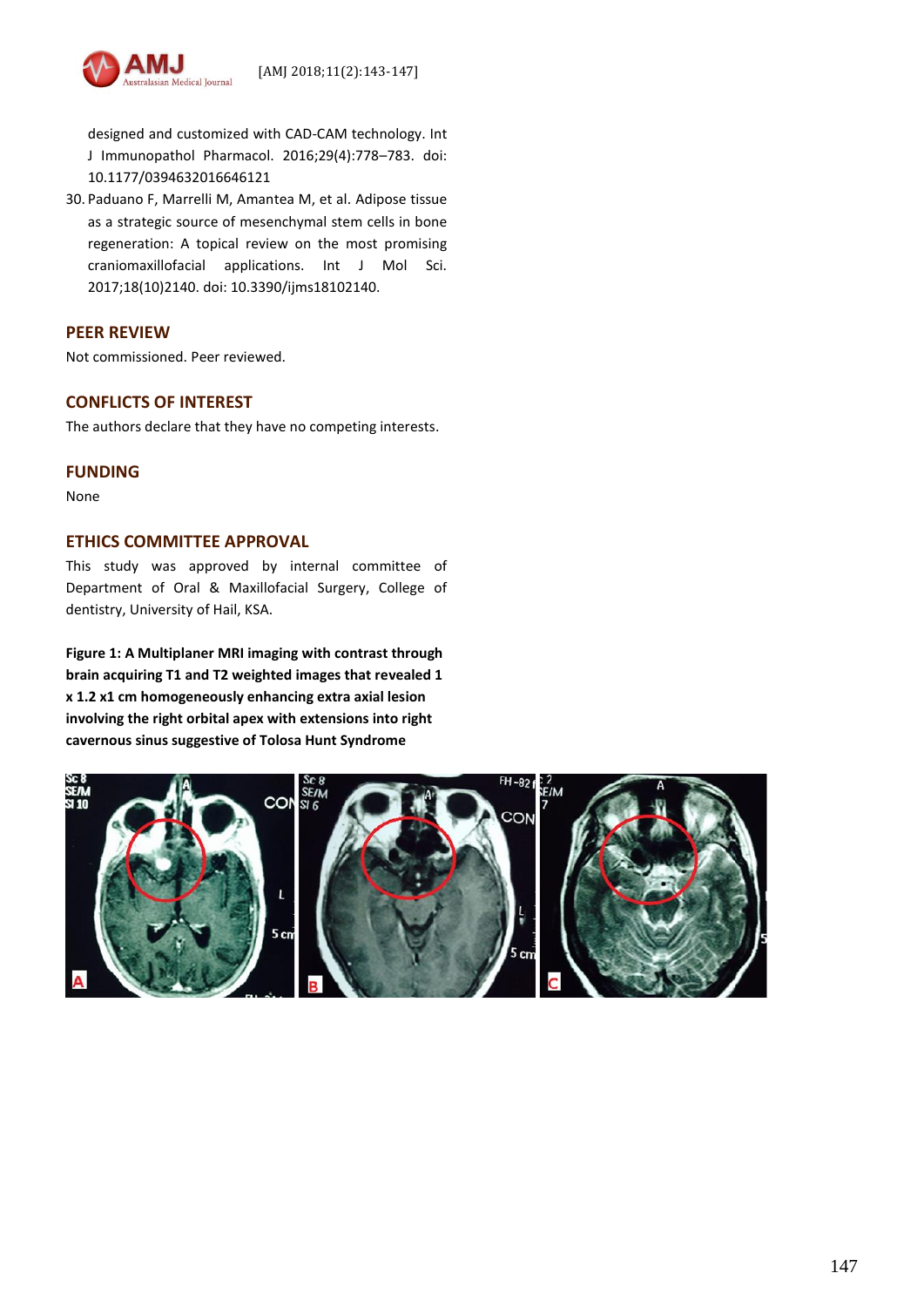designed and customized with CAD-CAM technology. Int J Immunopathol Pharmacol. 2016;29(4):778–783. doi: 10.1177/0394632016646121

30. Paduano F, Marrelli M, Amantea M, et al. Adipose tissue as a strategic source of mesenchymal stem cells in bone regeneration: A topical review on the most promising craniomaxillofacial applications. Int J Mol Sci. 2017;18(10)2140. doi: 10.3390/ijms18102140.

## PEER REVIEW

Not commissioned. Peer reviewed.

## CONFLICTS OF INTEREST

The authors declare that they have no competing interests.

## FUNDING

None

## ETHICS COMMITTEE APPROVAL

This study was approved by internal committee of Department of Oral & Maxillofacial Surgery, College of dentistry, University of Hail, KSA.

**Figure 1: A Multiplaner MRI imaging with contrast through brain acquiring T1 and T2 weighted images that revealed 1 x 1.2 x1 cm homogeneously enhancing extra axial lesion involving the right orbital apex with extensions into right cavernous sinus suggestive of Tolosa Hunt Syndrome**